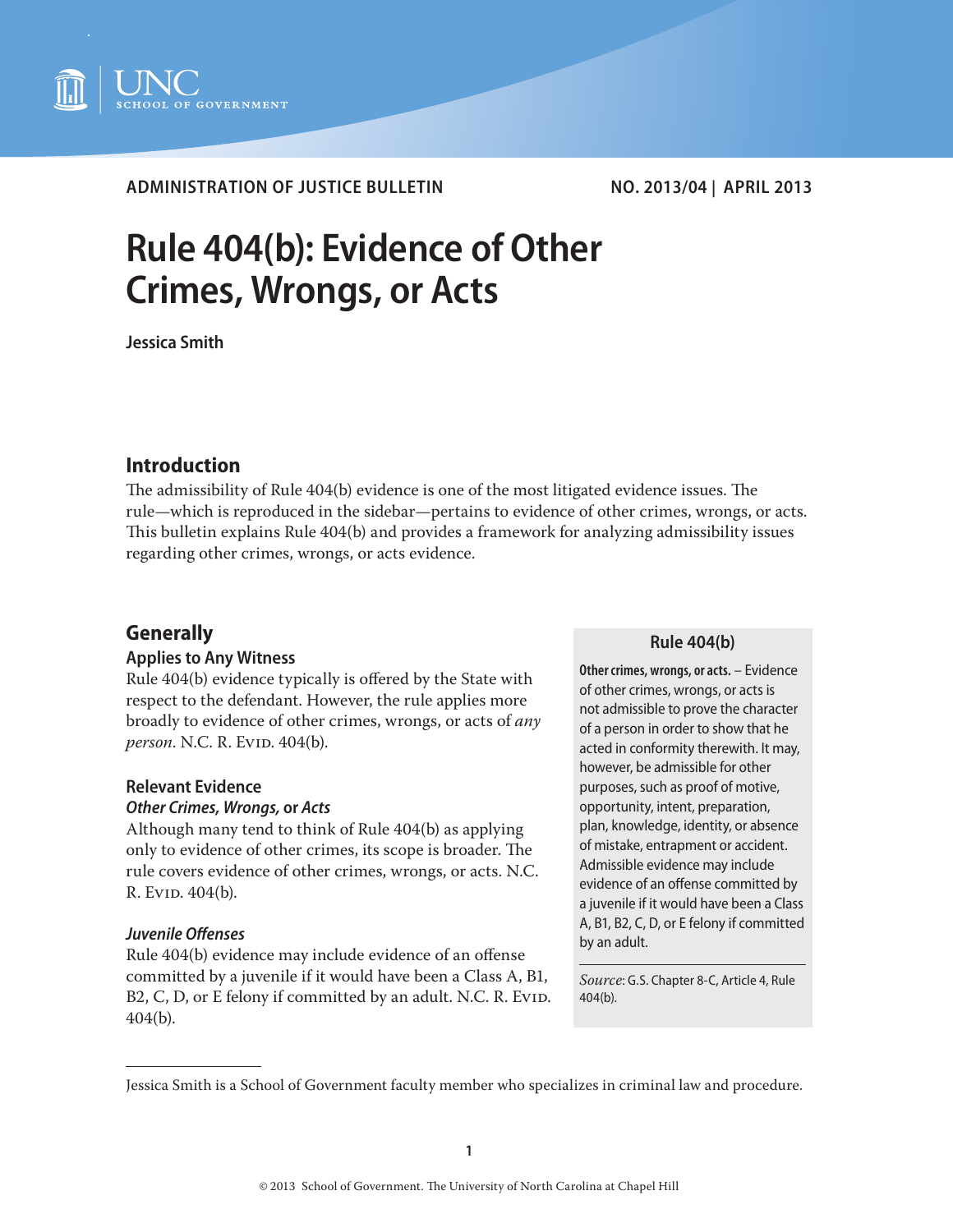ADMINISTRATION OF JUSTICE BULLETIN NO. 2013/04 | APRIL 2013

# Rule 404(b): Evidence of Other Crimes, Wrongs, or Acts

**Jessica Smith**

## Introduction

The admissibility of Rule 404(b) evidence is one of the most litigated evidence issues. The rule—which is reproduced in the sidebar—pertains to evidence of other crimes, wrongs, or acts. This bulletin explains Rule 404(b) and provides a framework for analyzing admissibility issues regarding other crimes, wrongs, or acts evidence.

## Generally

### Applies to Any Witness

Rule 404(b) evidence typically is offered by the State with respect to the defendant. However, the rule applies more broadly to evidence of other crimes, wrongs, or acts of *any person*. N.C. R. Evid. 404(b).

### Relevant Evidence

#### *Other Crimes, Wrongs,* or *Acts*

Although many tend to think of Rule 404(b) as applying only to evidence of other crimes, its scope is broader. The rule covers evidence of other crimes, wrongs, or acts. N.C. R. Evid. 404(b).

#### *Juvenile Offenses*

Rule 404(b) evidence may include evidence of an offense committed by a juvenile if it would have been a Class A, B1, B2, C, D, or E felony if committed by an adult. N.C. R. Evid. 404(b).

> **Rule 404(b)**
>
> **Other crimes, wrongs, or acts.** – Evidence of other crimes, wrongs, or acts is not admissible to prove the character of a person in order to show that he acted in conformity therewith. It may, however, be admissible for other purposes, such as proof of motive, opportunity, intent, preparation, plan, knowledge, identity, or absence of mistake, entrapment or accident. Admissible evidence may include evidence of an offense committed by a juvenile if it would have been a Class A, B1, B2, C, D, or E felony if committed by an adult.
>
> *Source*: G.S. Chapter 8-C, Article 4, Rule 404(b).

Jessica Smith is a School of Government faculty member who specializes in criminal law and procedure.

© 2013 School of Government. The University of North Carolina at Chapel Hill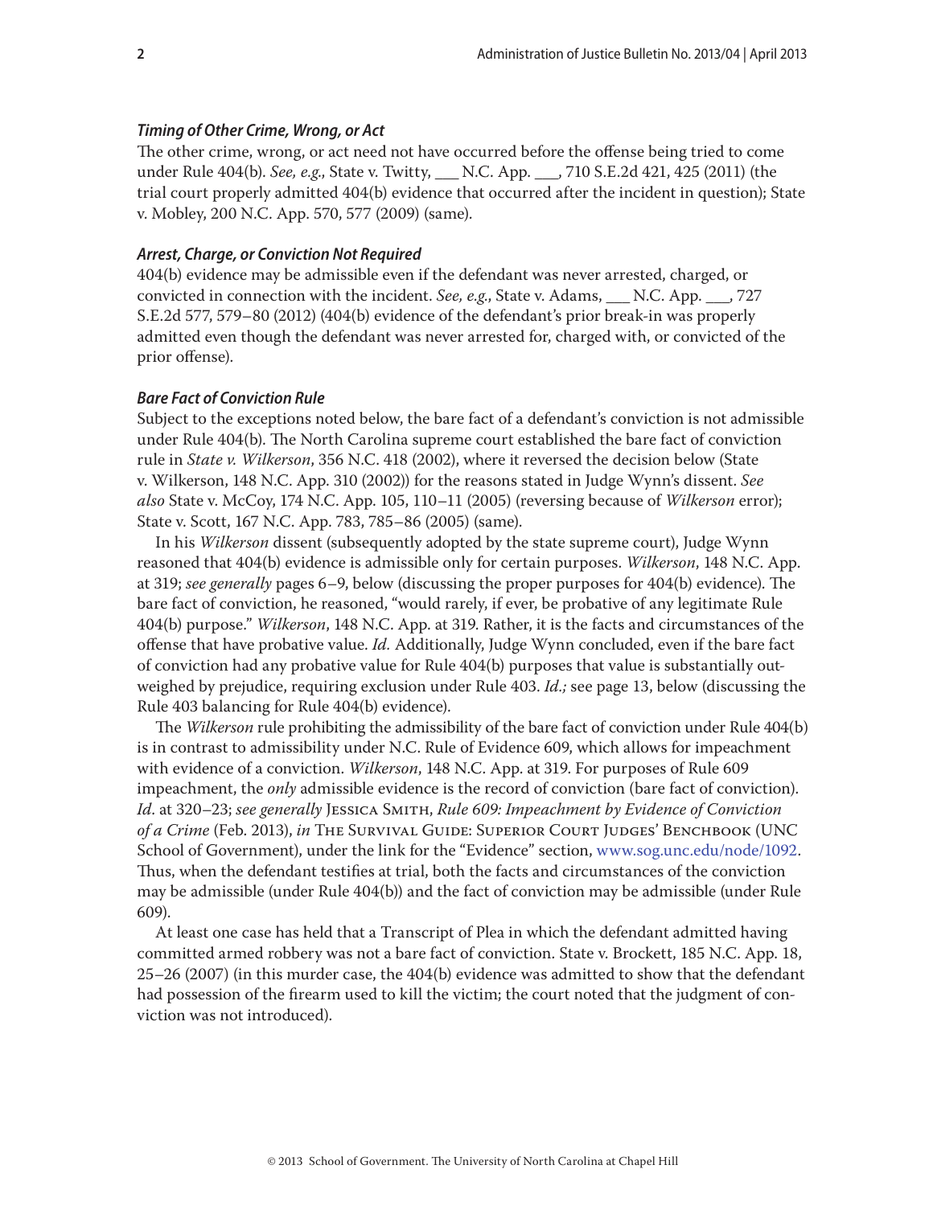### *Timing of Other Crime, Wrong, or Act*

The other crime, wrong, or act need not have occurred before the offense being tried to come under Rule 404(b). *See, e.g.*, State v. Twitty, ___ N.C. App. ___, 710 S.E.2d 421, 425 (2011) (the trial court properly admitted 404(b) evidence that occurred after the incident in question); State v. Mobley, 200 N.C. App. 570, 577 (2009) (same).

### *Arrest, Charge, or Conviction Not Required*

404(b) evidence may be admissible even if the defendant was never arrested, charged, or convicted in connection with the incident. *See, e.g.*, State v. Adams, ___ N.C. App. ___, 727 S.E.2d 577, 579–80 (2012) (404(b) evidence of the defendant's prior break-in was properly admitted even though the defendant was never arrested for, charged with, or convicted of the prior offense).

### *Bare Fact of Conviction Rule*

Subject to the exceptions noted below, the bare fact of a defendant's conviction is not admissible under Rule 404(b). The North Carolina supreme court established the bare fact of conviction rule in *State v. Wilkerson*, 356 N.C. 418 (2002), where it reversed the decision below (State v. Wilkerson, 148 N.C. App. 310 (2002)) for the reasons stated in Judge Wynn's dissent. *See also* State v. McCoy, 174 N.C. App. 105, 110–11 (2005) (reversing because of *Wilkerson* error); State v. Scott, 167 N.C. App. 783, 785–86 (2005) (same).

In his *Wilkerson* dissent (subsequently adopted by the state supreme court), Judge Wynn reasoned that 404(b) evidence is admissible only for certain purposes. *Wilkerson*, 148 N.C. App. at 319; *see generally* pages 6–9, below (discussing the proper purposes for 404(b) evidence). The bare fact of conviction, he reasoned, "would rarely, if ever, be probative of any legitimate Rule 404(b) purpose." *Wilkerson*, 148 N.C. App. at 319. Rather, it is the facts and circumstances of the offense that have probative value. *Id.* Additionally, Judge Wynn concluded, even if the bare fact of conviction had any probative value for Rule 404(b) purposes that value is substantially outweighed by prejudice, requiring exclusion under Rule 403. *Id.;* see page 13, below (discussing the Rule 403 balancing for Rule 404(b) evidence).

The *Wilkerson* rule prohibiting the admissibility of the bare fact of conviction under Rule 404(b) is in contrast to admissibility under N.C. Rule of Evidence 609, which allows for impeachment with evidence of a conviction. *Wilkerson*, 148 N.C. App. at 319. For purposes of Rule 609 impeachment, the *only* admissible evidence is the record of conviction (bare fact of conviction). *Id*. at 320–23; *see generally* Jessica Smith, *Rule 609: Impeachment by Evidence of Conviction of a Crime* (Feb. 2013), *in* The Survival Guide: Superior Court Judges' Benchbook (UNC School of Government), under the link for the "Evidence" section, www.sog.unc.edu/node/1092. Thus, when the defendant testifies at trial, both the facts and circumstances of the conviction may be admissible (under Rule 404(b)) and the fact of conviction may be admissible (under Rule 609).

At least one case has held that a Transcript of Plea in which the defendant admitted having committed armed robbery was not a bare fact of conviction. State v. Brockett, 185 N.C. App. 18, 25–26 (2007) (in this murder case, the 404(b) evidence was admitted to show that the defendant had possession of the firearm used to kill the victim; the court noted that the judgment of conviction was not introduced).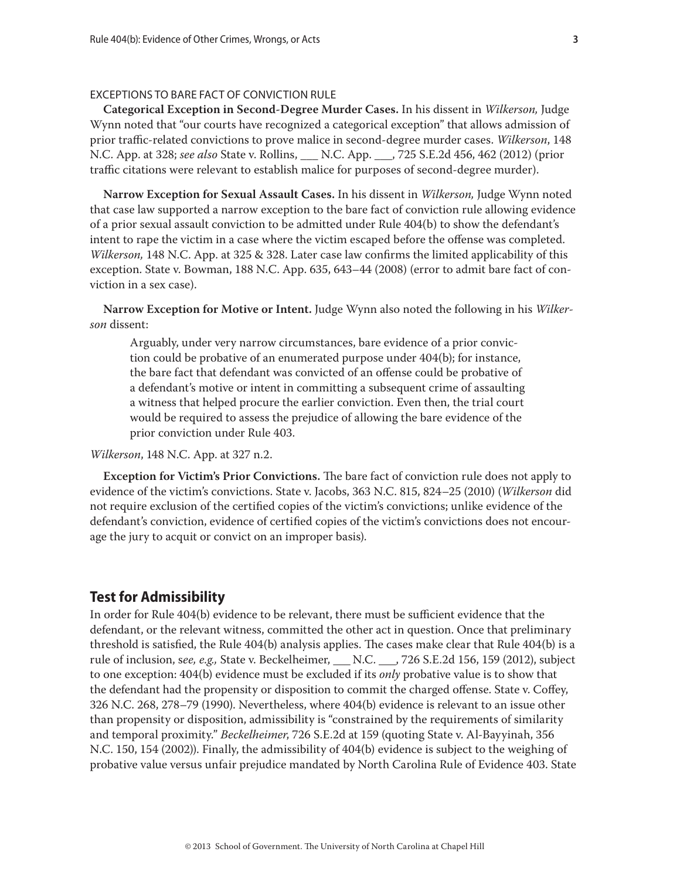#### EXCEPTIONS TO BARE FACT OF CONVICTION RULE

**Categorical Exception in Second-Degree Murder Cases.** In his dissent in *Wilkerson,* Judge Wynn noted that "our courts have recognized a categorical exception" that allows admission of prior traffic-related convictions to prove malice in second-degree murder cases. *Wilkerson*, 148 N.C. App. at 328; *see also* State v. Rollins, ___ N.C. App. ___, 725 S.E.2d 456, 462 (2012) (prior traffic citations were relevant to establish malice for purposes of second-degree murder).

**Narrow Exception for Sexual Assault Cases.** In his dissent in *Wilkerson,* Judge Wynn noted that case law supported a narrow exception to the bare fact of conviction rule allowing evidence of a prior sexual assault conviction to be admitted under Rule 404(b) to show the defendant's intent to rape the victim in a case where the victim escaped before the offense was completed. *Wilkerson,* 148 N.C. App. at 325 & 328. Later case law confirms the limited applicability of this exception. State v. Bowman, 188 N.C. App. 635, 643–44 (2008) (error to admit bare fact of conviction in a sex case).

**Narrow Exception for Motive or Intent.** Judge Wynn also noted the following in his *Wilkerson* dissent:

> Arguably, under very narrow circumstances, bare evidence of a prior conviction could be probative of an enumerated purpose under 404(b); for instance, the bare fact that defendant was convicted of an offense could be probative of a defendant's motive or intent in committing a subsequent crime of assaulting a witness that helped procure the earlier conviction. Even then, the trial court would be required to assess the prejudice of allowing the bare evidence of the prior conviction under Rule 403.

*Wilkerson*, 148 N.C. App. at 327 n.2.

**Exception for Victim's Prior Convictions.** The bare fact of conviction rule does not apply to evidence of the victim's convictions. State v. Jacobs, 363 N.C. 815, 824–25 (2010) (*Wilkerson* did not require exclusion of the certified copies of the victim's convictions; unlike evidence of the defendant's conviction, evidence of certified copies of the victim's convictions does not encourage the jury to acquit or convict on an improper basis).

## Test for Admissibility

In order for Rule 404(b) evidence to be relevant, there must be sufficient evidence that the defendant, or the relevant witness, committed the other act in question. Once that preliminary threshold is satisfied, the Rule 404(b) analysis applies. The cases make clear that Rule 404(b) is a rule of inclusion, s*ee, e.g.,* State v. Beckelheimer, ___ N.C. ___, 726 S.E.2d 156, 159 (2012), subject to one exception: 404(b) evidence must be excluded if its *only* probative value is to show that the defendant had the propensity or disposition to commit the charged offense. State v. Coffey, 326 N.C. 268, 278–79 (1990). Nevertheless, where 404(b) evidence is relevant to an issue other than propensity or disposition, admissibility is "constrained by the requirements of similarity and temporal proximity." *Beckelheimer*, 726 S.E.2d at 159 (quoting State v. Al-Bayyinah, 356 N.C. 150, 154 (2002)). Finally, the admissibility of 404(b) evidence is subject to the weighing of probative value versus unfair prejudice mandated by North Carolina Rule of Evidence 403. State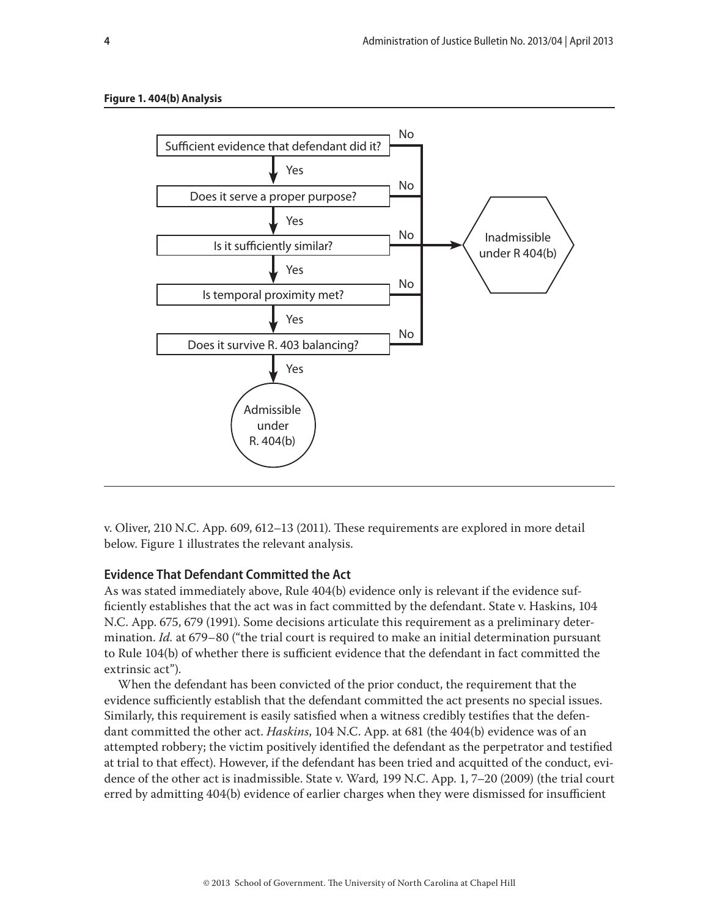**Figure 1. 404(b) Analysis**

Sufficient evidence that defendant did it? — No → Inadmissible under R 404(b)

Yes ↓

Does it serve a proper purpose? — No → Inadmissible under R 404(b)

Yes ↓

Is it sufficiently similar? — No → Inadmissible under R 404(b)

Yes ↓

Is temporal proximity met? — No → Inadmissible under R 404(b)

Yes ↓

Does it survive R. 403 balancing? — No → Inadmissible under R 404(b)

Yes ↓

Admissible under R. 404(b)

v. Oliver, 210 N.C. App. 609, 612–13 (2011). These requirements are explored in more detail below. Figure 1 illustrates the relevant analysis.

### Evidence That Defendant Committed the Act

As was stated immediately above, Rule 404(b) evidence only is relevant if the evidence sufficiently establishes that the act was in fact committed by the defendant. State v. Haskins, 104 N.C. App. 675, 679 (1991). Some decisions articulate this requirement as a preliminary determination. *Id.* at 679–80 ("the trial court is required to make an initial determination pursuant to Rule 104(b) of whether there is sufficient evidence that the defendant in fact committed the extrinsic act").

When the defendant has been convicted of the prior conduct, the requirement that the evidence sufficiently establish that the defendant committed the act presents no special issues. Similarly, this requirement is easily satisfied when a witness credibly testifies that the defendant committed the other act. *Haskins*, 104 N.C. App. at 681 (the 404(b) evidence was of an attempted robbery; the victim positively identified the defendant as the perpetrator and testified at trial to that effect). However, if the defendant has been tried and acquitted of the conduct, evidence of the other act is inadmissible. State v. Ward, 199 N.C. App. 1, 7–20 (2009) (the trial court erred by admitting 404(b) evidence of earlier charges when they were dismissed for insufficient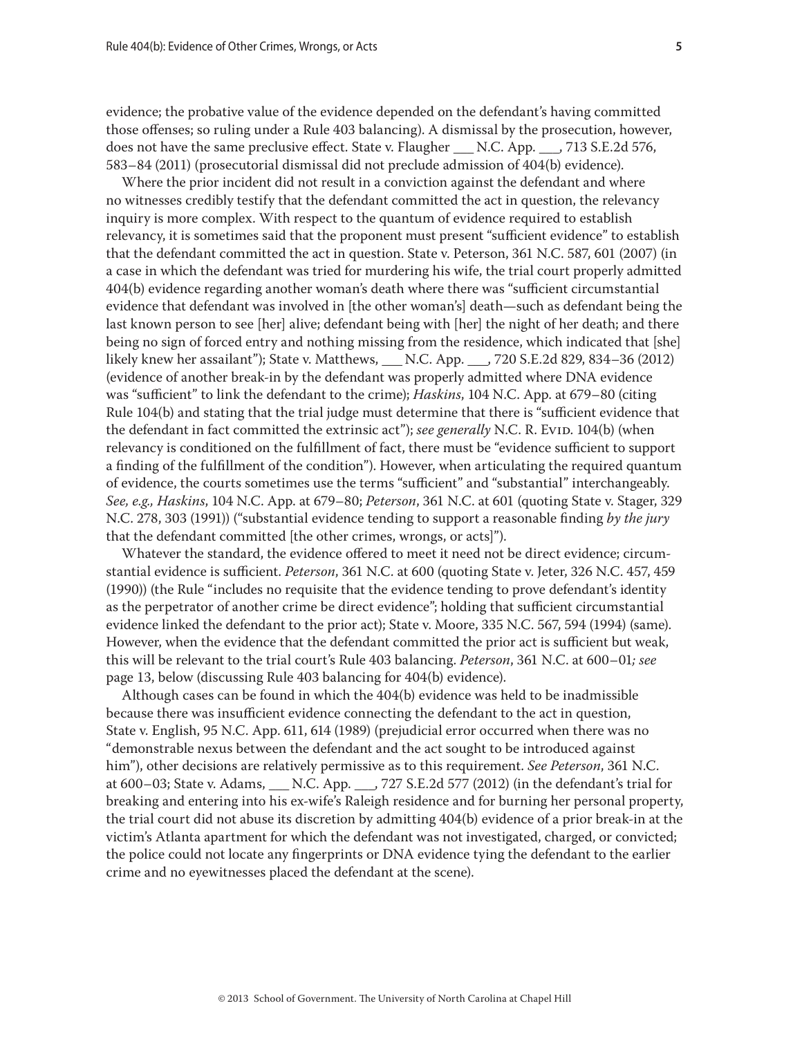evidence; the probative value of the evidence depended on the defendant's having committed those offenses; so ruling under a Rule 403 balancing). A dismissal by the prosecution, however, does not have the same preclusive effect. State v. Flaugher ___ N.C. App. ___, 713 S.E.2d 576, 583–84 (2011) (prosecutorial dismissal did not preclude admission of 404(b) evidence).

Where the prior incident did not result in a conviction against the defendant and where no witnesses credibly testify that the defendant committed the act in question, the relevancy inquiry is more complex. With respect to the quantum of evidence required to establish relevancy, it is sometimes said that the proponent must present "sufficient evidence" to establish that the defendant committed the act in question. State v. Peterson, 361 N.C. 587, 601 (2007) (in a case in which the defendant was tried for murdering his wife, the trial court properly admitted 404(b) evidence regarding another woman's death where there was "sufficient circumstantial evidence that defendant was involved in [the other woman's] death—such as defendant being the last known person to see [her] alive; defendant being with [her] the night of her death; and there being no sign of forced entry and nothing missing from the residence, which indicated that [she] likely knew her assailant"); State v. Matthews, ___ N.C. App. ___, 720 S.E.2d 829, 834–36 (2012) (evidence of another break-in by the defendant was properly admitted where DNA evidence was "sufficient" to link the defendant to the crime); *Haskins*, 104 N.C. App. at 679–80 (citing Rule 104(b) and stating that the trial judge must determine that there is "sufficient evidence that the defendant in fact committed the extrinsic act"); *see generally* N.C. R. Evid. 104(b) (when relevancy is conditioned on the fulfillment of fact, there must be "evidence sufficient to support a finding of the fulfillment of the condition"). However, when articulating the required quantum of evidence, the courts sometimes use the terms "sufficient" and "substantial" interchangeably. *See, e.g., Haskins*, 104 N.C. App. at 679–80; *Peterson*, 361 N.C. at 601 (quoting State v. Stager, 329 N.C. 278, 303 (1991)) ("substantial evidence tending to support a reasonable finding *by the jury* that the defendant committed [the other crimes, wrongs, or acts]").

Whatever the standard, the evidence offered to meet it need not be direct evidence; circumstantial evidence is sufficient. *Peterson*, 361 N.C. at 600 (quoting State v. Jeter, 326 N.C. 457, 459 (1990)) (the Rule "includes no requisite that the evidence tending to prove defendant's identity as the perpetrator of another crime be direct evidence"; holding that sufficient circumstantial evidence linked the defendant to the prior act); State v. Moore, 335 N.C. 567, 594 (1994) (same). However, when the evidence that the defendant committed the prior act is sufficient but weak, this will be relevant to the trial court's Rule 403 balancing. *Peterson*, 361 N.C. at 600–01*; see* page 13, below (discussing Rule 403 balancing for 404(b) evidence).

Although cases can be found in which the 404(b) evidence was held to be inadmissible because there was insufficient evidence connecting the defendant to the act in question, State v. English, 95 N.C. App. 611, 614 (1989) (prejudicial error occurred when there was no "demonstrable nexus between the defendant and the act sought to be introduced against him"), other decisions are relatively permissive as to this requirement. *See Peterson*, 361 N.C. at 600–03; State v. Adams, ___ N.C. App. ___, 727 S.E.2d 577 (2012) (in the defendant's trial for breaking and entering into his ex-wife's Raleigh residence and for burning her personal property, the trial court did not abuse its discretion by admitting 404(b) evidence of a prior break-in at the victim's Atlanta apartment for which the defendant was not investigated, charged, or convicted; the police could not locate any fingerprints or DNA evidence tying the defendant to the earlier crime and no eyewitnesses placed the defendant at the scene).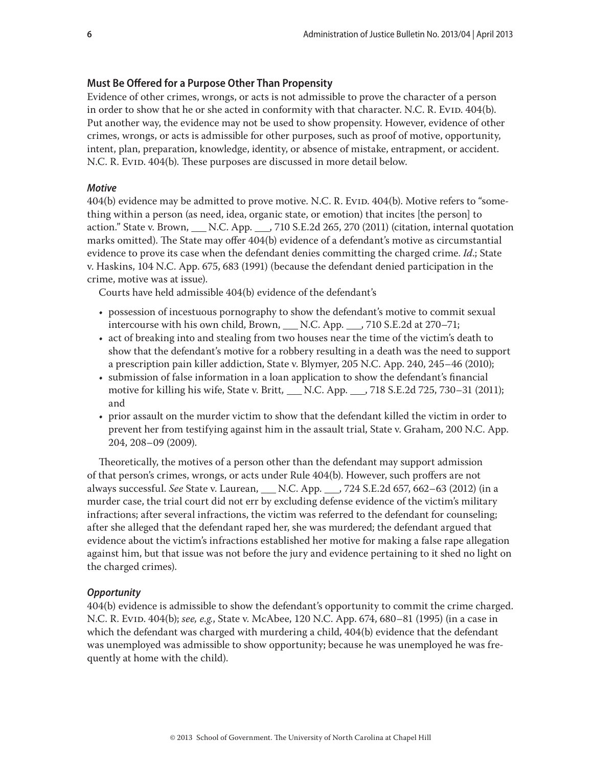### Must Be Offered for a Purpose Other Than Propensity

Evidence of other crimes, wrongs, or acts is not admissible to prove the character of a person in order to show that he or she acted in conformity with that character. N.C. R. Evid. 404(b). Put another way, the evidence may not be used to show propensity. However, evidence of other crimes, wrongs, or acts is admissible for other purposes, such as proof of motive, opportunity, intent, plan, preparation, knowledge, identity, or absence of mistake, entrapment, or accident. N.C. R. Evid. 404(b). These purposes are discussed in more detail below.

#### *Motive*

404(b) evidence may be admitted to prove motive. N.C. R. Evid. 404(b). Motive refers to "something within a person (as need, idea, organic state, or emotion) that incites [the person] to action." State v. Brown, ___ N.C. App. ___, 710 S.E.2d 265, 270 (2011) (citation, internal quotation marks omitted). The State may offer 404(b) evidence of a defendant's motive as circumstantial evidence to prove its case when the defendant denies committing the charged crime. *Id*.; State v. Haskins, 104 N.C. App. 675, 683 (1991) (because the defendant denied participation in the crime, motive was at issue).

Courts have held admissible 404(b) evidence of the defendant's

- possession of incestuous pornography to show the defendant's motive to commit sexual intercourse with his own child, Brown, ___ N.C. App. ___, 710 S.E.2d at 270–71;
- act of breaking into and stealing from two houses near the time of the victim's death to show that the defendant's motive for a robbery resulting in a death was the need to support a prescription pain killer addiction, State v. Blymyer, 205 N.C. App. 240, 245–46 (2010);
- submission of false information in a loan application to show the defendant's financial motive for killing his wife, State v. Britt, ___ N.C. App. ___, 718 S.E.2d 725, 730–31 (2011); and
- prior assault on the murder victim to show that the defendant killed the victim in order to prevent her from testifying against him in the assault trial, State v. Graham, 200 N.C. App. 204, 208–09 (2009).

Theoretically, the motives of a person other than the defendant may support admission of that person's crimes, wrongs, or acts under Rule 404(b). However, such proffers are not always successful. *See* State v. Laurean, ___ N.C. App. ___, 724 S.E.2d 657, 662–63 (2012) (in a murder case, the trial court did not err by excluding defense evidence of the victim's military infractions; after several infractions, the victim was referred to the defendant for counseling; after she alleged that the defendant raped her, she was murdered; the defendant argued that evidence about the victim's infractions established her motive for making a false rape allegation against him, but that issue was not before the jury and evidence pertaining to it shed no light on the charged crimes).

#### *Opportunity*

404(b) evidence is admissible to show the defendant's opportunity to commit the crime charged. N.C. R. Evid. 404(b); *see, e.g.*, State v. McAbee, 120 N.C. App. 674, 680–81 (1995) (in a case in which the defendant was charged with murdering a child, 404(b) evidence that the defendant was unemployed was admissible to show opportunity; because he was unemployed he was frequently at home with the child).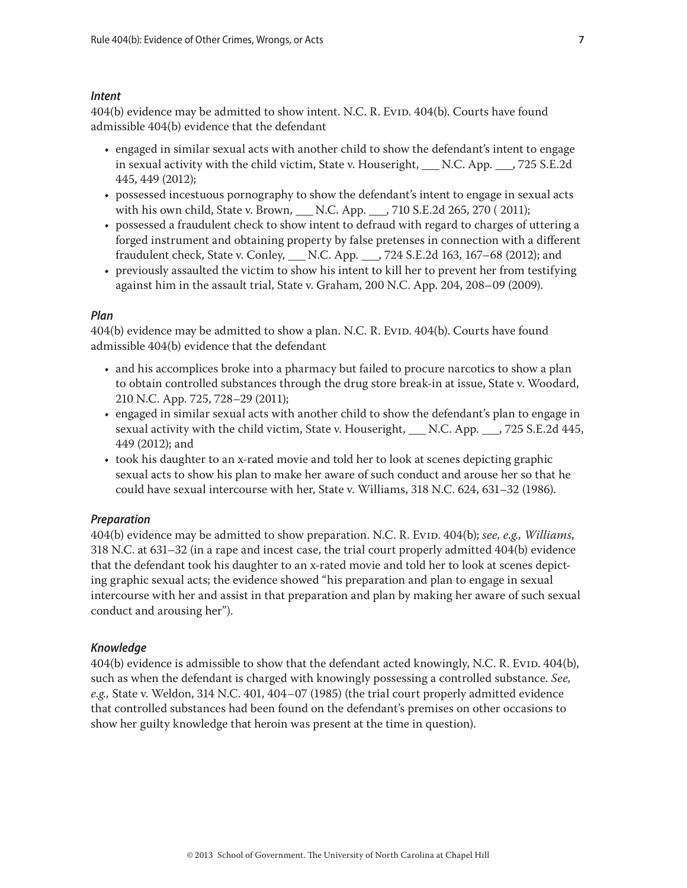### *Intent*

404(b) evidence may be admitted to show intent. N.C. R. Evid. 404(b). Courts have found admissible 404(b) evidence that the defendant

- engaged in similar sexual acts with another child to show the defendant's intent to engage in sexual activity with the child victim, State v. Houseright, ___ N.C. App. ___, 725 S.E.2d 445, 449 (2012);
- possessed incestuous pornography to show the defendant's intent to engage in sexual acts with his own child, State v. Brown, ___ N.C. App. ___, 710 S.E.2d 265, 270 ( 2011);
- possessed a fraudulent check to show intent to defraud with regard to charges of uttering a forged instrument and obtaining property by false pretenses in connection with a different fraudulent check, State v. Conley, ___ N.C. App. ___, 724 S.E.2d 163, 167–68 (2012); and
- previously assaulted the victim to show his intent to kill her to prevent her from testifying against him in the assault trial, State v. Graham, 200 N.C. App. 204, 208–09 (2009).

### *Plan*

404(b) evidence may be admitted to show a plan. N.C. R. Evid. 404(b). Courts have found admissible 404(b) evidence that the defendant

- and his accomplices broke into a pharmacy but failed to procure narcotics to show a plan to obtain controlled substances through the drug store break-in at issue, State v. Woodard, 210 N.C. App. 725, 728–29 (2011);
- engaged in similar sexual acts with another child to show the defendant's plan to engage in sexual activity with the child victim, State v. Houseright, ___ N.C. App. ___, 725 S.E.2d 445, 449 (2012); and
- took his daughter to an x-rated movie and told her to look at scenes depicting graphic sexual acts to show his plan to make her aware of such conduct and arouse her so that he could have sexual intercourse with her, State v. Williams, 318 N.C. 624, 631–32 (1986).

### *Preparation*

404(b) evidence may be admitted to show preparation. N.C. R. Evid. 404(b); *see, e.g., Williams*, 318 N.C. at 631–32 (in a rape and incest case, the trial court properly admitted 404(b) evidence that the defendant took his daughter to an x-rated movie and told her to look at scenes depicting graphic sexual acts; the evidence showed "his preparation and plan to engage in sexual intercourse with her and assist in that preparation and plan by making her aware of such sexual conduct and arousing her").

### *Knowledge*

404(b) evidence is admissible to show that the defendant acted knowingly, N.C. R. Evid. 404(b), such as when the defendant is charged with knowingly possessing a controlled substance. *See, e.g.,* State v. Weldon, 314 N.C. 401, 404–07 (1985) (the trial court properly admitted evidence that controlled substances had been found on the defendant's premises on other occasions to show her guilty knowledge that heroin was present at the time in question).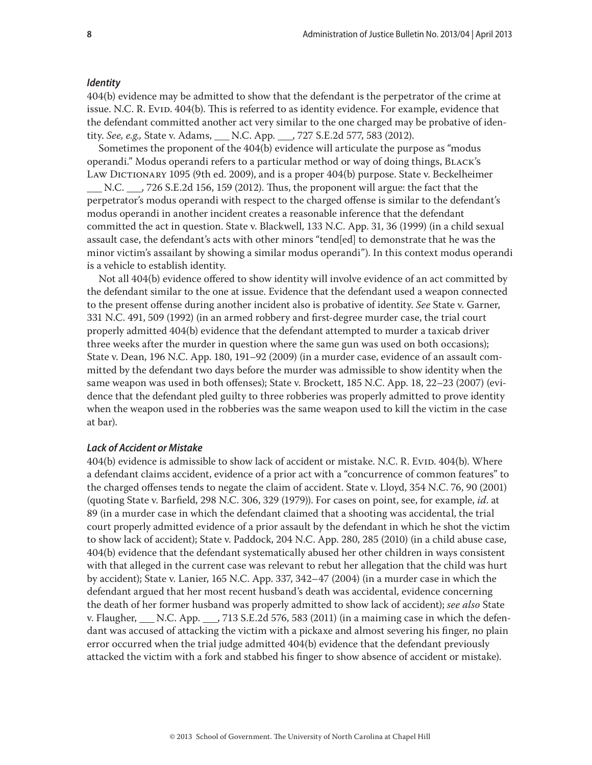### *Identity*

404(b) evidence may be admitted to show that the defendant is the perpetrator of the crime at issue. N.C. R. Evid. 404(b). This is referred to as identity evidence. For example, evidence that the defendant committed another act very similar to the one charged may be probative of identity. *See, e.g.,* State v. Adams, ___ N.C. App. ___, 727 S.E.2d 577, 583 (2012).

Sometimes the proponent of the 404(b) evidence will articulate the purpose as "modus operandi." Modus operandi refers to a particular method or way of doing things, Black's Law Dictionary 1095 (9th ed. 2009), and is a proper 404(b) purpose. State v. Beckelheimer ___ N.C. ___, 726 S.E.2d 156, 159 (2012). Thus, the proponent will argue: the fact that the perpetrator's modus operandi with respect to the charged offense is similar to the defendant's modus operandi in another incident creates a reasonable inference that the defendant committed the act in question. State v. Blackwell, 133 N.C. App. 31, 36 (1999) (in a child sexual assault case, the defendant's acts with other minors "tend[ed] to demonstrate that he was the minor victim's assailant by showing a similar modus operandi"). In this context modus operandi is a vehicle to establish identity.

Not all 404(b) evidence offered to show identity will involve evidence of an act committed by the defendant similar to the one at issue. Evidence that the defendant used a weapon connected to the present offense during another incident also is probative of identity. *See* State v. Garner, 331 N.C. 491, 509 (1992) (in an armed robbery and first-degree murder case, the trial court properly admitted 404(b) evidence that the defendant attempted to murder a taxicab driver three weeks after the murder in question where the same gun was used on both occasions); State v. Dean, 196 N.C. App. 180, 191–92 (2009) (in a murder case, evidence of an assault committed by the defendant two days before the murder was admissible to show identity when the same weapon was used in both offenses); State v. Brockett, 185 N.C. App. 18, 22–23 (2007) (evidence that the defendant pled guilty to three robberies was properly admitted to prove identity when the weapon used in the robberies was the same weapon used to kill the victim in the case at bar).

### *Lack of Accident or Mistake*

404(b) evidence is admissible to show lack of accident or mistake. N.C. R. Evid. 404(b). Where a defendant claims accident, evidence of a prior act with a "concurrence of common features" to the charged offenses tends to negate the claim of accident. State v. Lloyd, 354 N.C. 76, 90 (2001) (quoting State v. Barfield, 298 N.C. 306, 329 (1979)). For cases on point, see, for example, *id*. at 89 (in a murder case in which the defendant claimed that a shooting was accidental, the trial court properly admitted evidence of a prior assault by the defendant in which he shot the victim to show lack of accident); State v. Paddock, 204 N.C. App. 280, 285 (2010) (in a child abuse case, 404(b) evidence that the defendant systematically abused her other children in ways consistent with that alleged in the current case was relevant to rebut her allegation that the child was hurt by accident); State v. Lanier, 165 N.C. App. 337, 342–47 (2004) (in a murder case in which the defendant argued that her most recent husband's death was accidental, evidence concerning the death of her former husband was properly admitted to show lack of accident); *see also* State v. Flaugher, ___ N.C. App. ___, 713 S.E.2d 576, 583 (2011) (in a maiming case in which the defendant was accused of attacking the victim with a pickaxe and almost severing his finger, no plain error occurred when the trial judge admitted 404(b) evidence that the defendant previously attacked the victim with a fork and stabbed his finger to show absence of accident or mistake).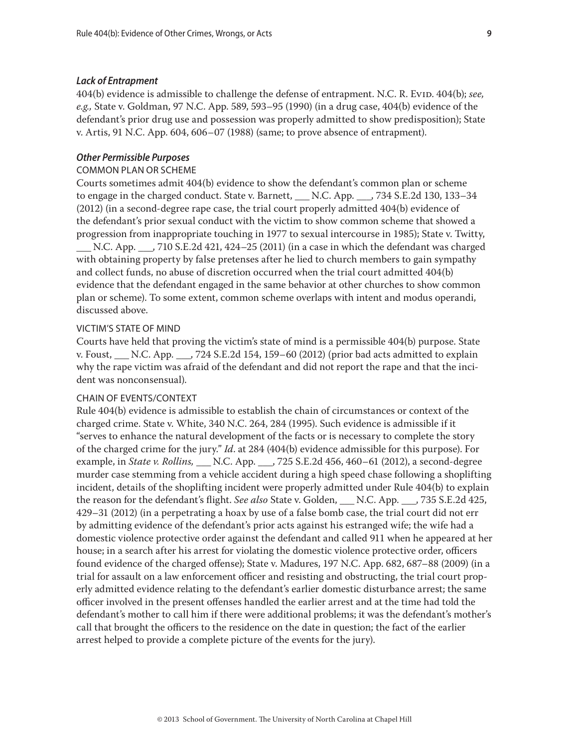### *Lack of Entrapment*

404(b) evidence is admissible to challenge the defense of entrapment. N.C. R. Evid. 404(b); *see, e.g.,* State v. Goldman, 97 N.C. App. 589, 593–95 (1990) (in a drug case, 404(b) evidence of the defendant's prior drug use and possession was properly admitted to show predisposition); State v. Artis, 91 N.C. App. 604, 606–07 (1988) (same; to prove absence of entrapment).

### *Other Permissible Purposes*

#### COMMON PLAN OR SCHEME

Courts sometimes admit 404(b) evidence to show the defendant's common plan or scheme to engage in the charged conduct. State v. Barnett, ___ N.C. App. ___, 734 S.E.2d 130, 133–34 (2012) (in a second-degree rape case, the trial court properly admitted 404(b) evidence of the defendant's prior sexual conduct with the victim to show common scheme that showed a progression from inappropriate touching in 1977 to sexual intercourse in 1985); State v. Twitty, ___ N.C. App. ___, 710 S.E.2d 421, 424–25 (2011) (in a case in which the defendant was charged with obtaining property by false pretenses after he lied to church members to gain sympathy and collect funds, no abuse of discretion occurred when the trial court admitted 404(b) evidence that the defendant engaged in the same behavior at other churches to show common plan or scheme). To some extent, common scheme overlaps with intent and modus operandi, discussed above.

#### VICTIM'S STATE OF MIND

Courts have held that proving the victim's state of mind is a permissible 404(b) purpose. State v. Foust, ___ N.C. App. ___, 724 S.E.2d 154, 159–60 (2012) (prior bad acts admitted to explain why the rape victim was afraid of the defendant and did not report the rape and that the incident was nonconsensual).

#### CHAIN OF EVENTS/CONTEXT

Rule 404(b) evidence is admissible to establish the chain of circumstances or context of the charged crime. State v. White, 340 N.C. 264, 284 (1995). Such evidence is admissible if it "serves to enhance the natural development of the facts or is necessary to complete the story of the charged crime for the jury." *Id*. at 284 (404(b) evidence admissible for this purpose). For example, in *State v. Rollins,* ___ N.C. App. ___, 725 S.E.2d 456, 460–61 (2012), a second-degree murder case stemming from a vehicle accident during a high speed chase following a shoplifting incident, details of the shoplifting incident were properly admitted under Rule 404(b) to explain the reason for the defendant's flight. *See also* State v. Golden, ___ N.C. App. ___, 735 S.E.2d 425, 429–31 (2012) (in a perpetrating a hoax by use of a false bomb case, the trial court did not err by admitting evidence of the defendant's prior acts against his estranged wife; the wife had a domestic violence protective order against the defendant and called 911 when he appeared at her house; in a search after his arrest for violating the domestic violence protective order, officers found evidence of the charged offense); State v. Madures, 197 N.C. App. 682, 687–88 (2009) (in a trial for assault on a law enforcement officer and resisting and obstructing, the trial court properly admitted evidence relating to the defendant's earlier domestic disturbance arrest; the same officer involved in the present offenses handled the earlier arrest and at the time had told the defendant's mother to call him if there were additional problems; it was the defendant's mother's call that brought the officers to the residence on the date in question; the fact of the earlier arrest helped to provide a complete picture of the events for the jury).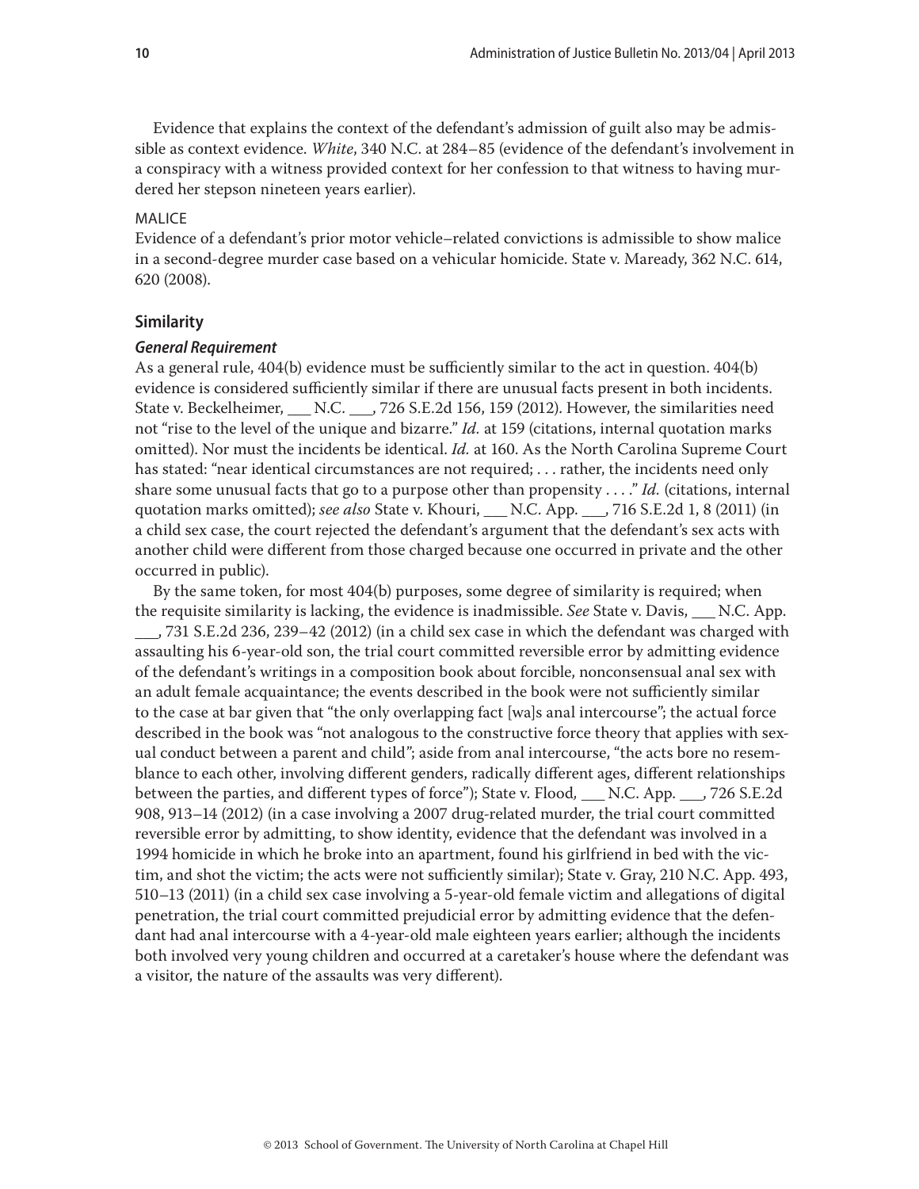Evidence that explains the context of the defendant's admission of guilt also may be admissible as context evidence. *White*, 340 N.C. at 284–85 (evidence of the defendant's involvement in a conspiracy with a witness provided context for her confession to that witness to having murdered her stepson nineteen years earlier).

MALICE

Evidence of a defendant's prior motor vehicle–related convictions is admissible to show malice in a second-degree murder case based on a vehicular homicide. State v. Maready, 362 N.C. 614, 620 (2008).

### Similarity

#### *General Requirement*

As a general rule, 404(b) evidence must be sufficiently similar to the act in question. 404(b) evidence is considered sufficiently similar if there are unusual facts present in both incidents. State v. Beckelheimer, ___ N.C. ___, 726 S.E.2d 156, 159 (2012). However, the similarities need not "rise to the level of the unique and bizarre." *Id.* at 159 (citations, internal quotation marks omitted). Nor must the incidents be identical. *Id.* at 160. As the North Carolina Supreme Court has stated: "near identical circumstances are not required; . . . rather, the incidents need only share some unusual facts that go to a purpose other than propensity . . . ." *Id.* (citations, internal quotation marks omitted); *see also* State v. Khouri, ___ N.C. App. ___, 716 S.E.2d 1, 8 (2011) (in a child sex case, the court rejected the defendant's argument that the defendant's sex acts with another child were different from those charged because one occurred in private and the other occurred in public).

By the same token, for most 404(b) purposes, some degree of similarity is required; when the requisite similarity is lacking, the evidence is inadmissible. *See* State v. Davis, ___ N.C. App. ___, 731 S.E.2d 236, 239–42 (2012) (in a child sex case in which the defendant was charged with assaulting his 6-year-old son, the trial court committed reversible error by admitting evidence of the defendant's writings in a composition book about forcible, nonconsensual anal sex with an adult female acquaintance; the events described in the book were not sufficiently similar to the case at bar given that "the only overlapping fact [wa]s anal intercourse"; the actual force described in the book was "not analogous to the constructive force theory that applies with sexual conduct between a parent and child"; aside from anal intercourse, "the acts bore no resemblance to each other, involving different genders, radically different ages, different relationships between the parties, and different types of force"); State v. Flood, ___ N.C. App. ___, 726 S.E.2d 908, 913–14 (2012) (in a case involving a 2007 drug-related murder, the trial court committed reversible error by admitting, to show identity, evidence that the defendant was involved in a 1994 homicide in which he broke into an apartment, found his girlfriend in bed with the victim, and shot the victim; the acts were not sufficiently similar); State v. Gray, 210 N.C. App. 493, 510–13 (2011) (in a child sex case involving a 5-year-old female victim and allegations of digital penetration, the trial court committed prejudicial error by admitting evidence that the defendant had anal intercourse with a 4-year-old male eighteen years earlier; although the incidents both involved very young children and occurred at a caretaker's house where the defendant was a visitor, the nature of the assaults was very different).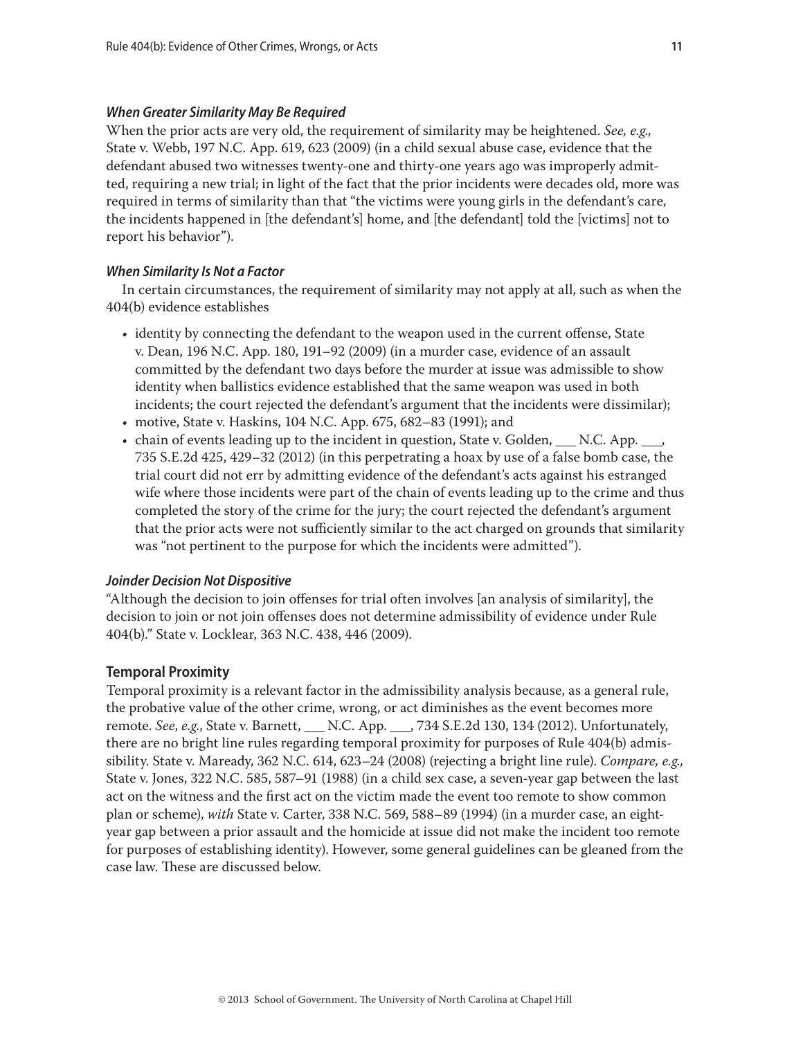### *When Greater Similarity May Be Required*

When the prior acts are very old, the requirement of similarity may be heightened. *See, e.g.,* State v. Webb, 197 N.C. App. 619, 623 (2009) (in a child sexual abuse case, evidence that the defendant abused two witnesses twenty-one and thirty-one years ago was improperly admitted, requiring a new trial; in light of the fact that the prior incidents were decades old, more was required in terms of similarity than that "the victims were young girls in the defendant's care, the incidents happened in [the defendant's] home, and [the defendant] told the [victims] not to report his behavior").

### *When Similarity Is Not a Factor*

In certain circumstances, the requirement of similarity may not apply at all, such as when the 404(b) evidence establishes

- identity by connecting the defendant to the weapon used in the current offense, State v. Dean, 196 N.C. App. 180, 191–92 (2009) (in a murder case, evidence of an assault committed by the defendant two days before the murder at issue was admissible to show identity when ballistics evidence established that the same weapon was used in both incidents; the court rejected the defendant's argument that the incidents were dissimilar);
- motive, State v. Haskins, 104 N.C. App. 675, 682–83 (1991); and
- chain of events leading up to the incident in question, State v. Golden, ___ N.C. App. ___, 735 S.E.2d 425, 429–32 (2012) (in this perpetrating a hoax by use of a false bomb case, the trial court did not err by admitting evidence of the defendant's acts against his estranged wife where those incidents were part of the chain of events leading up to the crime and thus completed the story of the crime for the jury; the court rejected the defendant's argument that the prior acts were not sufficiently similar to the act charged on grounds that similarity was "not pertinent to the purpose for which the incidents were admitted").

### *Joinder Decision Not Dispositive*

"Although the decision to join offenses for trial often involves [an analysis of similarity], the decision to join or not join offenses does not determine admissibility of evidence under Rule 404(b)." State v. Locklear, 363 N.C. 438, 446 (2009).

## Temporal Proximity

Temporal proximity is a relevant factor in the admissibility analysis because, as a general rule, the probative value of the other crime, wrong, or act diminishes as the event becomes more remote. *See*, *e.g.*, State v. Barnett, ___ N.C. App. ___, 734 S.E.2d 130, 134 (2012). Unfortunately, there are no bright line rules regarding temporal proximity for purposes of Rule 404(b) admissibility. State v. Maready, 362 N.C. 614, 623–24 (2008) (rejecting a bright line rule). *Compare, e.g.,* State v. Jones, 322 N.C. 585, 587–91 (1988) (in a child sex case, a seven-year gap between the last act on the witness and the first act on the victim made the event too remote to show common plan or scheme), *with* State v. Carter, 338 N.C. 569, 588–89 (1994) (in a murder case, an eight-year gap between a prior assault and the homicide at issue did not make the incident too remote for purposes of establishing identity). However, some general guidelines can be gleaned from the case law. These are discussed below.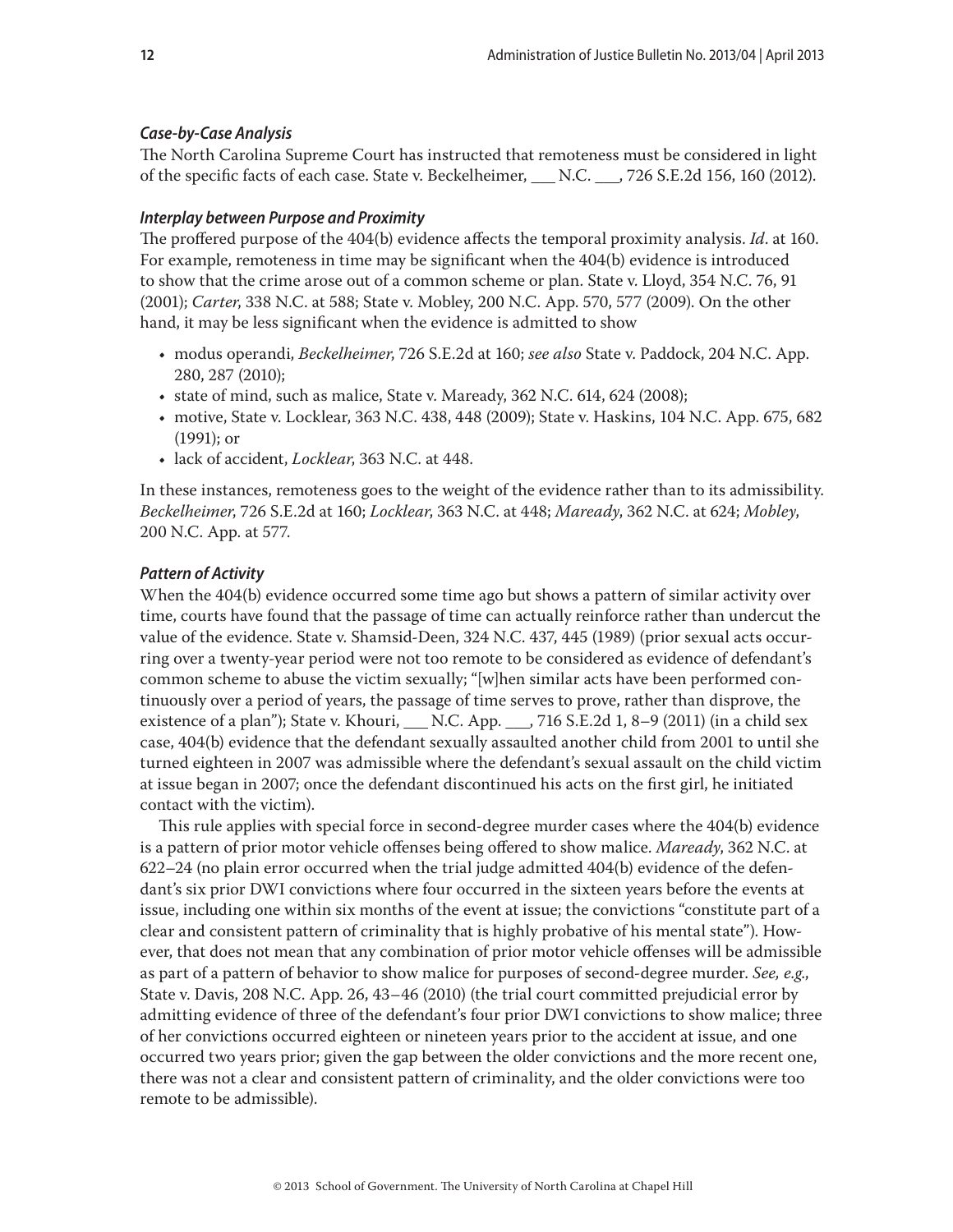### *Case-by-Case Analysis*

The North Carolina Supreme Court has instructed that remoteness must be considered in light of the specific facts of each case. State v. Beckelheimer, ___ N.C. ___, 726 S.E.2d 156, 160 (2012).

### *Interplay between Purpose and Proximity*

The proffered purpose of the 404(b) evidence affects the temporal proximity analysis. *Id*. at 160. For example, remoteness in time may be significant when the 404(b) evidence is introduced to show that the crime arose out of a common scheme or plan. State v. Lloyd, 354 N.C. 76, 91 (2001); *Carter*, 338 N.C. at 588; State v. Mobley, 200 N.C. App. 570, 577 (2009). On the other hand, it may be less significant when the evidence is admitted to show

- modus operandi, *Beckelheimer*, 726 S.E.2d at 160; *see also* State v. Paddock, 204 N.C. App. 280, 287 (2010);
- state of mind, such as malice, State v. Maready, 362 N.C. 614, 624 (2008);
- motive, State v. Locklear, 363 N.C. 438, 448 (2009); State v. Haskins, 104 N.C. App. 675, 682 (1991); or
- lack of accident, *Locklear*, 363 N.C. at 448.

In these instances, remoteness goes to the weight of the evidence rather than to its admissibility. *Beckelheimer*, 726 S.E.2d at 160; *Locklear*, 363 N.C. at 448; *Maready*, 362 N.C. at 624; *Mobley*, 200 N.C. App. at 577.

### *Pattern of Activity*

When the 404(b) evidence occurred some time ago but shows a pattern of similar activity over time, courts have found that the passage of time can actually reinforce rather than undercut the value of the evidence. State v. Shamsid-Deen, 324 N.C. 437, 445 (1989) (prior sexual acts occurring over a twenty-year period were not too remote to be considered as evidence of defendant's common scheme to abuse the victim sexually; "[w]hen similar acts have been performed continuously over a period of years, the passage of time serves to prove, rather than disprove, the existence of a plan"); State v. Khouri, ___ N.C. App. ___, 716 S.E.2d 1, 8–9 (2011) (in a child sex case, 404(b) evidence that the defendant sexually assaulted another child from 2001 to until she turned eighteen in 2007 was admissible where the defendant's sexual assault on the child victim at issue began in 2007; once the defendant discontinued his acts on the first girl, he initiated contact with the victim).

This rule applies with special force in second-degree murder cases where the 404(b) evidence is a pattern of prior motor vehicle offenses being offered to show malice. *Maready*, 362 N.C. at 622–24 (no plain error occurred when the trial judge admitted 404(b) evidence of the defendant's six prior DWI convictions where four occurred in the sixteen years before the events at issue, including one within six months of the event at issue; the convictions "constitute part of a clear and consistent pattern of criminality that is highly probative of his mental state"). However, that does not mean that any combination of prior motor vehicle offenses will be admissible as part of a pattern of behavior to show malice for purposes of second-degree murder. *See, e.g.*, State v. Davis, 208 N.C. App. 26, 43–46 (2010) (the trial court committed prejudicial error by admitting evidence of three of the defendant's four prior DWI convictions to show malice; three of her convictions occurred eighteen or nineteen years prior to the accident at issue, and one occurred two years prior; given the gap between the older convictions and the more recent one, there was not a clear and consistent pattern of criminality, and the older convictions were too remote to be admissible).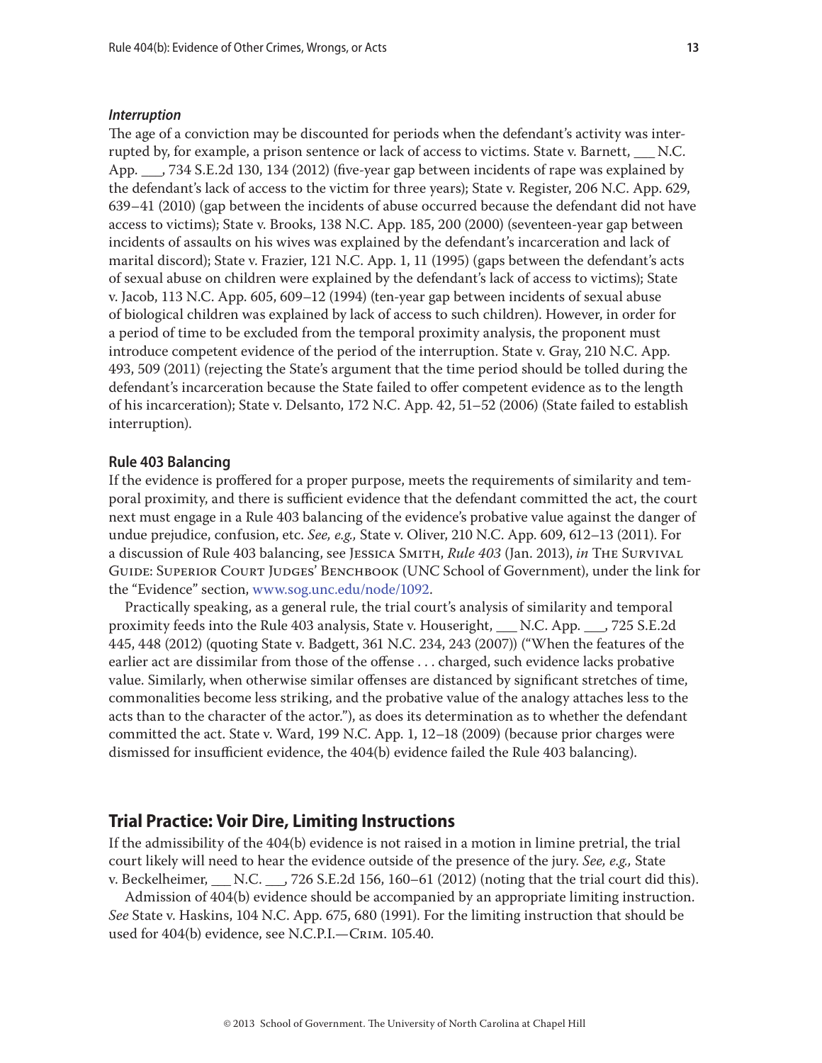### *Interruption*

The age of a conviction may be discounted for periods when the defendant's activity was interrupted by, for example, a prison sentence or lack of access to victims. State v. Barnett, ___ N.C. App. ___, 734 S.E.2d 130, 134 (2012) (five-year gap between incidents of rape was explained by the defendant's lack of access to the victim for three years); State v. Register, 206 N.C. App. 629, 639–41 (2010) (gap between the incidents of abuse occurred because the defendant did not have access to victims); State v. Brooks, 138 N.C. App. 185, 200 (2000) (seventeen-year gap between incidents of assaults on his wives was explained by the defendant's incarceration and lack of marital discord); State v. Frazier, 121 N.C. App. 1, 11 (1995) (gaps between the defendant's acts of sexual abuse on children were explained by the defendant's lack of access to victims); State v. Jacob, 113 N.C. App. 605, 609–12 (1994) (ten-year gap between incidents of sexual abuse of biological children was explained by lack of access to such children). However, in order for a period of time to be excluded from the temporal proximity analysis, the proponent must introduce competent evidence of the period of the interruption. State v. Gray, 210 N.C. App. 493, 509 (2011) (rejecting the State's argument that the time period should be tolled during the defendant's incarceration because the State failed to offer competent evidence as to the length of his incarceration); State v. Delsanto, 172 N.C. App. 42, 51–52 (2006) (State failed to establish interruption).

### **Rule 403 Balancing**

If the evidence is proffered for a proper purpose, meets the requirements of similarity and temporal proximity, and there is sufficient evidence that the defendant committed the act, the court next must engage in a Rule 403 balancing of the evidence's probative value against the danger of undue prejudice, confusion, etc. *See, e.g.,* State v. Oliver, 210 N.C. App. 609, 612–13 (2011). For a discussion of Rule 403 balancing, see Jessica Smith, *Rule 403* (Jan. 2013), *in* The Survival Guide: Superior Court Judges' Benchbook (UNC School of Government), under the link for the "Evidence" section, www.sog.unc.edu/node/1092.

Practically speaking, as a general rule, the trial court's analysis of similarity and temporal proximity feeds into the Rule 403 analysis, State v. Houseright, ___ N.C. App. ___, 725 S.E.2d 445, 448 (2012) (quoting State v. Badgett, 361 N.C. 234, 243 (2007)) ("When the features of the earlier act are dissimilar from those of the offense . . . charged, such evidence lacks probative value. Similarly, when otherwise similar offenses are distanced by significant stretches of time, commonalities become less striking, and the probative value of the analogy attaches less to the acts than to the character of the actor."), as does its determination as to whether the defendant committed the act. State v. Ward, 199 N.C. App. 1, 12–18 (2009) (because prior charges were dismissed for insufficient evidence, the 404(b) evidence failed the Rule 403 balancing).

## **Trial Practice: Voir Dire, Limiting Instructions**

If the admissibility of the 404(b) evidence is not raised in a motion in limine pretrial, the trial court likely will need to hear the evidence outside of the presence of the jury. *See, e.g.,* State v. Beckelheimer, ___ N.C. ___, 726 S.E.2d 156, 160–61 (2012) (noting that the trial court did this).

Admission of 404(b) evidence should be accompanied by an appropriate limiting instruction. *See* State v. Haskins, 104 N.C. App. 675, 680 (1991). For the limiting instruction that should be used for 404(b) evidence, see N.C.P.I.—Crim. 105.40.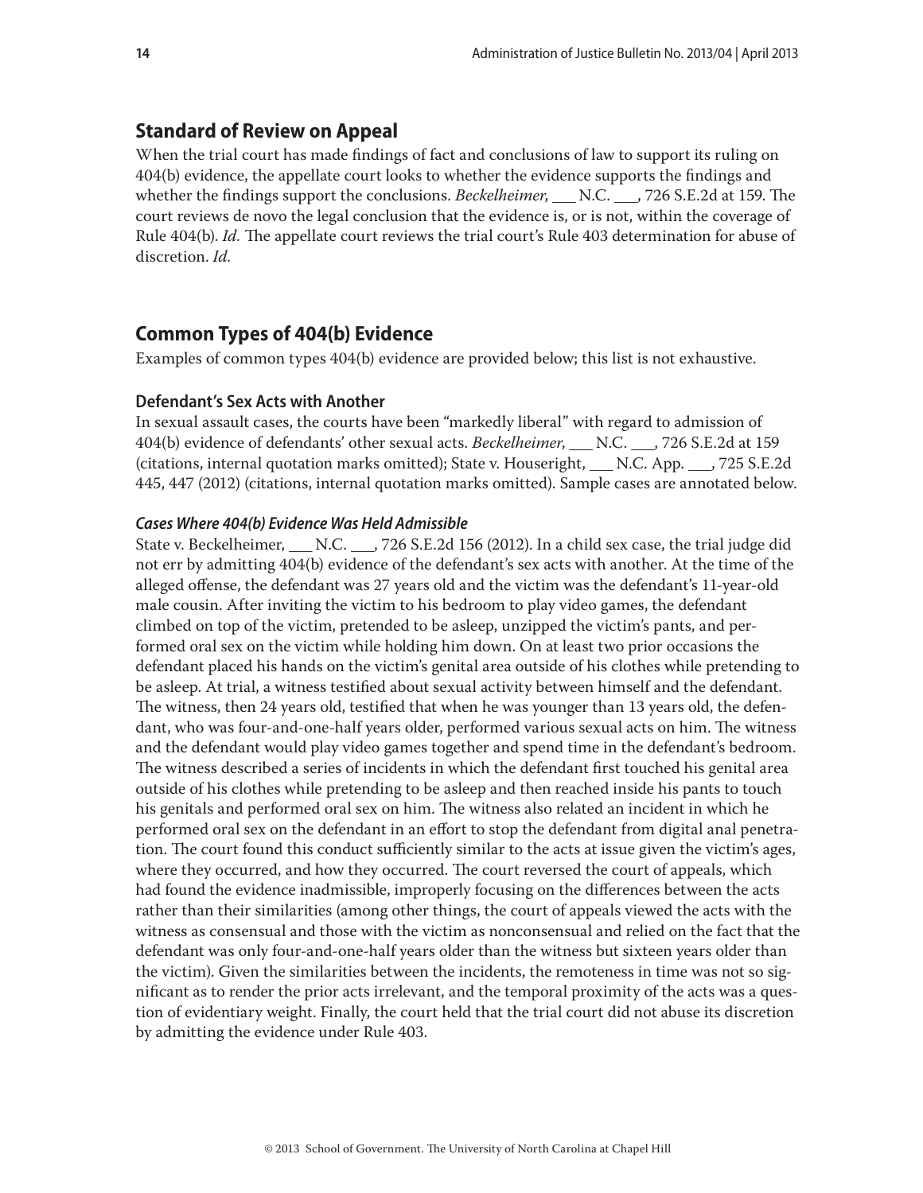## Standard of Review on Appeal

When the trial court has made findings of fact and conclusions of law to support its ruling on 404(b) evidence, the appellate court looks to whether the evidence supports the findings and whether the findings support the conclusions. *Beckelheimer*, ___ N.C. ___, 726 S.E.2d at 159. The court reviews de novo the legal conclusion that the evidence is, or is not, within the coverage of Rule 404(b). *Id.* The appellate court reviews the trial court's Rule 403 determination for abuse of discretion. *Id.*

## Common Types of 404(b) Evidence

Examples of common types 404(b) evidence are provided below; this list is not exhaustive.

### Defendant's Sex Acts with Another

In sexual assault cases, the courts have been "markedly liberal" with regard to admission of 404(b) evidence of defendants' other sexual acts. *Beckelheimer*, ___ N.C. ___, 726 S.E.2d at 159 (citations, internal quotation marks omitted); State v. Houseright, ___ N.C. App. ___, 725 S.E.2d 445, 447 (2012) (citations, internal quotation marks omitted). Sample cases are annotated below.

#### *Cases Where 404(b) Evidence Was Held Admissible*

State v. Beckelheimer, ___ N.C. ___, 726 S.E.2d 156 (2012). In a child sex case, the trial judge did not err by admitting 404(b) evidence of the defendant's sex acts with another. At the time of the alleged offense, the defendant was 27 years old and the victim was the defendant's 11-year-old male cousin. After inviting the victim to his bedroom to play video games, the defendant climbed on top of the victim, pretended to be asleep, unzipped the victim's pants, and performed oral sex on the victim while holding him down. On at least two prior occasions the defendant placed his hands on the victim's genital area outside of his clothes while pretending to be asleep. At trial, a witness testified about sexual activity between himself and the defendant. The witness, then 24 years old, testified that when he was younger than 13 years old, the defendant, who was four-and-one-half years older, performed various sexual acts on him. The witness and the defendant would play video games together and spend time in the defendant's bedroom. The witness described a series of incidents in which the defendant first touched his genital area outside of his clothes while pretending to be asleep and then reached inside his pants to touch his genitals and performed oral sex on him. The witness also related an incident in which he performed oral sex on the defendant in an effort to stop the defendant from digital anal penetration. The court found this conduct sufficiently similar to the acts at issue given the victim's ages, where they occurred, and how they occurred. The court reversed the court of appeals, which had found the evidence inadmissible, improperly focusing on the differences between the acts rather than their similarities (among other things, the court of appeals viewed the acts with the witness as consensual and those with the victim as nonconsensual and relied on the fact that the defendant was only four-and-one-half years older than the witness but sixteen years older than the victim). Given the similarities between the incidents, the remoteness in time was not so significant as to render the prior acts irrelevant, and the temporal proximity of the acts was a question of evidentiary weight. Finally, the court held that the trial court did not abuse its discretion by admitting the evidence under Rule 403.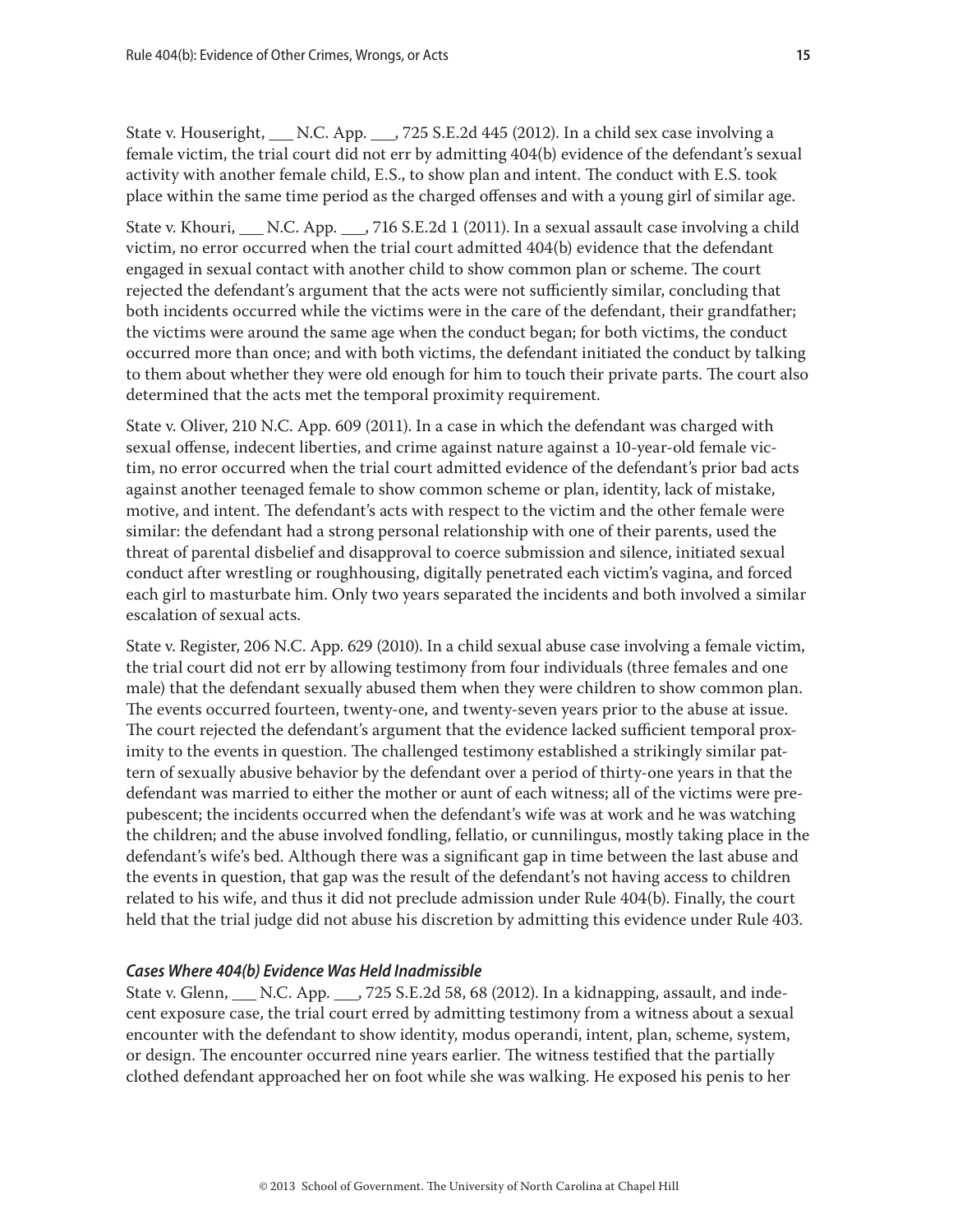State v. Houseright, ___ N.C. App. ___, 725 S.E.2d 445 (2012). In a child sex case involving a female victim, the trial court did not err by admitting 404(b) evidence of the defendant's sexual activity with another female child, E.S., to show plan and intent. The conduct with E.S. took place within the same time period as the charged offenses and with a young girl of similar age.

State v. Khouri, ___ N.C. App. ___, 716 S.E.2d 1 (2011). In a sexual assault case involving a child victim, no error occurred when the trial court admitted 404(b) evidence that the defendant engaged in sexual contact with another child to show common plan or scheme. The court rejected the defendant's argument that the acts were not sufficiently similar, concluding that both incidents occurred while the victims were in the care of the defendant, their grandfather; the victims were around the same age when the conduct began; for both victims, the conduct occurred more than once; and with both victims, the defendant initiated the conduct by talking to them about whether they were old enough for him to touch their private parts. The court also determined that the acts met the temporal proximity requirement.

State v. Oliver, 210 N.C. App. 609 (2011). In a case in which the defendant was charged with sexual offense, indecent liberties, and crime against nature against a 10-year-old female victim, no error occurred when the trial court admitted evidence of the defendant's prior bad acts against another teenaged female to show common scheme or plan, identity, lack of mistake, motive, and intent. The defendant's acts with respect to the victim and the other female were similar: the defendant had a strong personal relationship with one of their parents, used the threat of parental disbelief and disapproval to coerce submission and silence, initiated sexual conduct after wrestling or roughhousing, digitally penetrated each victim's vagina, and forced each girl to masturbate him. Only two years separated the incidents and both involved a similar escalation of sexual acts.

State v. Register, 206 N.C. App. 629 (2010). In a child sexual abuse case involving a female victim, the trial court did not err by allowing testimony from four individuals (three females and one male) that the defendant sexually abused them when they were children to show common plan. The events occurred fourteen, twenty-one, and twenty-seven years prior to the abuse at issue. The court rejected the defendant's argument that the evidence lacked sufficient temporal proximity to the events in question. The challenged testimony established a strikingly similar pattern of sexually abusive behavior by the defendant over a period of thirty-one years in that the defendant was married to either the mother or aunt of each witness; all of the victims were prepubescent; the incidents occurred when the defendant's wife was at work and he was watching the children; and the abuse involved fondling, fellatio, or cunnilingus, mostly taking place in the defendant's wife's bed. Although there was a significant gap in time between the last abuse and the events in question, that gap was the result of the defendant's not having access to children related to his wife, and thus it did not preclude admission under Rule 404(b). Finally, the court held that the trial judge did not abuse his discretion by admitting this evidence under Rule 403.

#### *Cases Where 404(b) Evidence Was Held Inadmissible*

State v. Glenn, ___ N.C. App. ___, 725 S.E.2d 58, 68 (2012). In a kidnapping, assault, and indecent exposure case, the trial court erred by admitting testimony from a witness about a sexual encounter with the defendant to show identity, modus operandi, intent, plan, scheme, system, or design. The encounter occurred nine years earlier. The witness testified that the partially clothed defendant approached her on foot while she was walking. He exposed his penis to her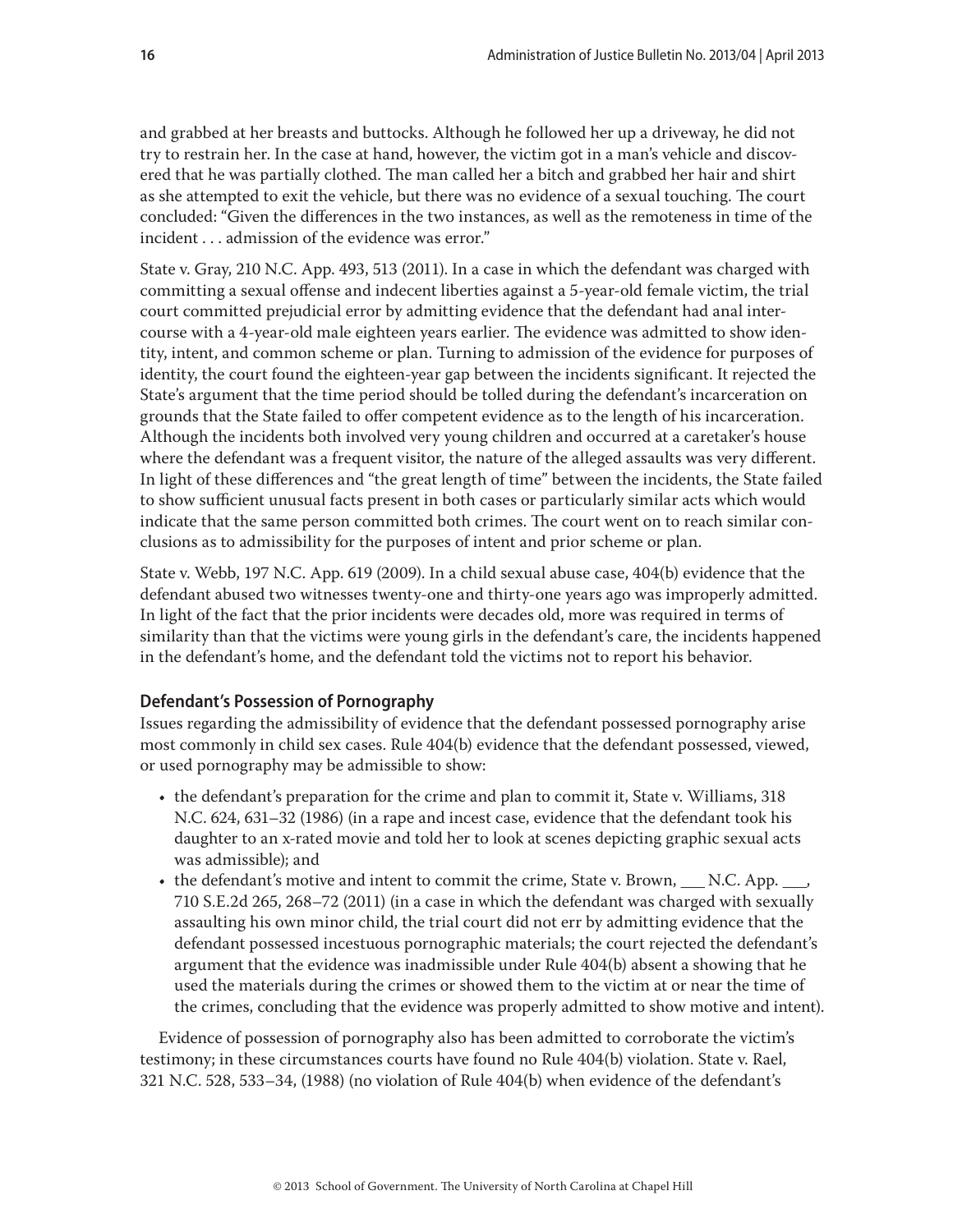and grabbed at her breasts and buttocks. Although he followed her up a driveway, he did not try to restrain her. In the case at hand, however, the victim got in a man's vehicle and discovered that he was partially clothed. The man called her a bitch and grabbed her hair and shirt as she attempted to exit the vehicle, but there was no evidence of a sexual touching. The court concluded: "Given the differences in the two instances, as well as the remoteness in time of the incident . . . admission of the evidence was error."

State v. Gray, 210 N.C. App. 493, 513 (2011). In a case in which the defendant was charged with committing a sexual offense and indecent liberties against a 5-year-old female victim, the trial court committed prejudicial error by admitting evidence that the defendant had anal intercourse with a 4-year-old male eighteen years earlier. The evidence was admitted to show identity, intent, and common scheme or plan. Turning to admission of the evidence for purposes of identity, the court found the eighteen-year gap between the incidents significant. It rejected the State's argument that the time period should be tolled during the defendant's incarceration on grounds that the State failed to offer competent evidence as to the length of his incarceration. Although the incidents both involved very young children and occurred at a caretaker's house where the defendant was a frequent visitor, the nature of the alleged assaults was very different. In light of these differences and "the great length of time" between the incidents, the State failed to show sufficient unusual facts present in both cases or particularly similar acts which would indicate that the same person committed both crimes. The court went on to reach similar conclusions as to admissibility for the purposes of intent and prior scheme or plan.

State v. Webb, 197 N.C. App. 619 (2009). In a child sexual abuse case, 404(b) evidence that the defendant abused two witnesses twenty-one and thirty-one years ago was improperly admitted. In light of the fact that the prior incidents were decades old, more was required in terms of similarity than that the victims were young girls in the defendant's care, the incidents happened in the defendant's home, and the defendant told the victims not to report his behavior.

### Defendant's Possession of Pornography

Issues regarding the admissibility of evidence that the defendant possessed pornography arise most commonly in child sex cases. Rule 404(b) evidence that the defendant possessed, viewed, or used pornography may be admissible to show:

- the defendant's preparation for the crime and plan to commit it, State v. Williams, 318 N.C. 624, 631–32 (1986) (in a rape and incest case, evidence that the defendant took his daughter to an x-rated movie and told her to look at scenes depicting graphic sexual acts was admissible); and
- the defendant's motive and intent to commit the crime, State v. Brown, ___ N.C. App. ___, 710 S.E.2d 265, 268–72 (2011) (in a case in which the defendant was charged with sexually assaulting his own minor child, the trial court did not err by admitting evidence that the defendant possessed incestuous pornographic materials; the court rejected the defendant's argument that the evidence was inadmissible under Rule 404(b) absent a showing that he used the materials during the crimes or showed them to the victim at or near the time of the crimes, concluding that the evidence was properly admitted to show motive and intent).

Evidence of possession of pornography also has been admitted to corroborate the victim's testimony; in these circumstances courts have found no Rule 404(b) violation. State v. Rael, 321 N.C. 528, 533–34, (1988) (no violation of Rule 404(b) when evidence of the defendant's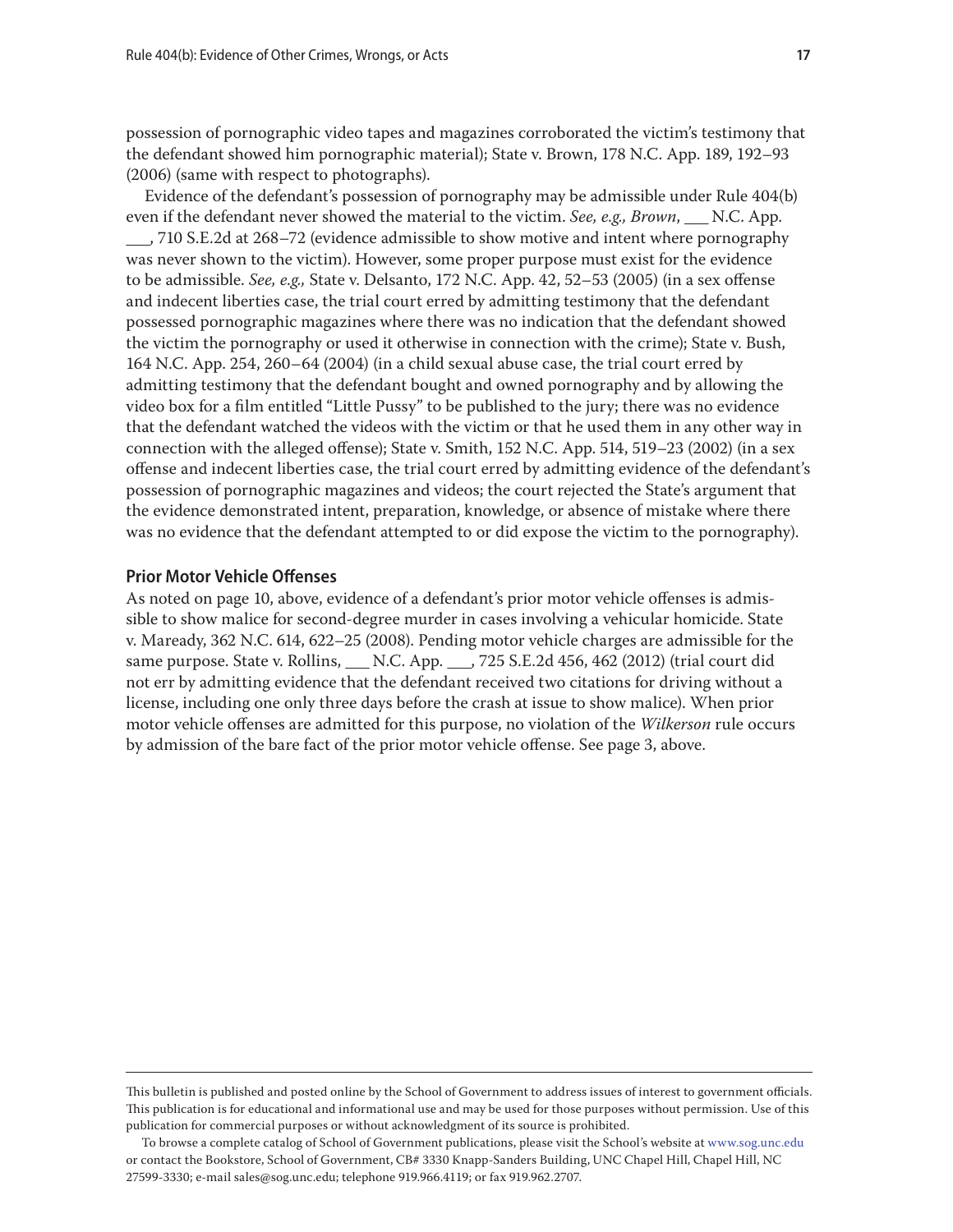possession of pornographic video tapes and magazines corroborated the victim's testimony that the defendant showed him pornographic material); State v. Brown, 178 N.C. App. 189, 192–93 (2006) (same with respect to photographs).

Evidence of the defendant's possession of pornography may be admissible under Rule 404(b) even if the defendant never showed the material to the victim. *See, e.g., Brown*, ___ N.C. App. ___, 710 S.E.2d at 268–72 (evidence admissible to show motive and intent where pornography was never shown to the victim). However, some proper purpose must exist for the evidence to be admissible. *See, e.g.,* State v. Delsanto, 172 N.C. App. 42, 52–53 (2005) (in a sex offense and indecent liberties case, the trial court erred by admitting testimony that the defendant possessed pornographic magazines where there was no indication that the defendant showed the victim the pornography or used it otherwise in connection with the crime); State v. Bush, 164 N.C. App. 254, 260–64 (2004) (in a child sexual abuse case, the trial court erred by admitting testimony that the defendant bought and owned pornography and by allowing the video box for a film entitled "Little Pussy" to be published to the jury; there was no evidence that the defendant watched the videos with the victim or that he used them in any other way in connection with the alleged offense); State v. Smith, 152 N.C. App. 514, 519–23 (2002) (in a sex offense and indecent liberties case, the trial court erred by admitting evidence of the defendant's possession of pornographic magazines and videos; the court rejected the State's argument that the evidence demonstrated intent, preparation, knowledge, or absence of mistake where there was no evidence that the defendant attempted to or did expose the victim to the pornography).

### Prior Motor Vehicle Offenses

As noted on page 10, above, evidence of a defendant's prior motor vehicle offenses is admissible to show malice for second-degree murder in cases involving a vehicular homicide. State v. Maready, 362 N.C. 614, 622–25 (2008). Pending motor vehicle charges are admissible for the same purpose. State v. Rollins, ___ N.C. App. ___, 725 S.E.2d 456, 462 (2012) (trial court did not err by admitting evidence that the defendant received two citations for driving without a license, including one only three days before the crash at issue to show malice). When prior motor vehicle offenses are admitted for this purpose, no violation of the *Wilkerson* rule occurs by admission of the bare fact of the prior motor vehicle offense. See page 3, above.

---

This bulletin is published and posted online by the School of Government to address issues of interest to government officials. This publication is for educational and informational use and may be used for those purposes without permission. Use of this publication for commercial purposes or without acknowledgment of its source is prohibited.

To browse a complete catalog of School of Government publications, please visit the School's website at www.sog.unc.edu or contact the Bookstore, School of Government, CB# 3330 Knapp-Sanders Building, UNC Chapel Hill, Chapel Hill, NC 27599-3330; e-mail sales@sog.unc.edu; telephone 919.966.4119; or fax 919.962.2707.